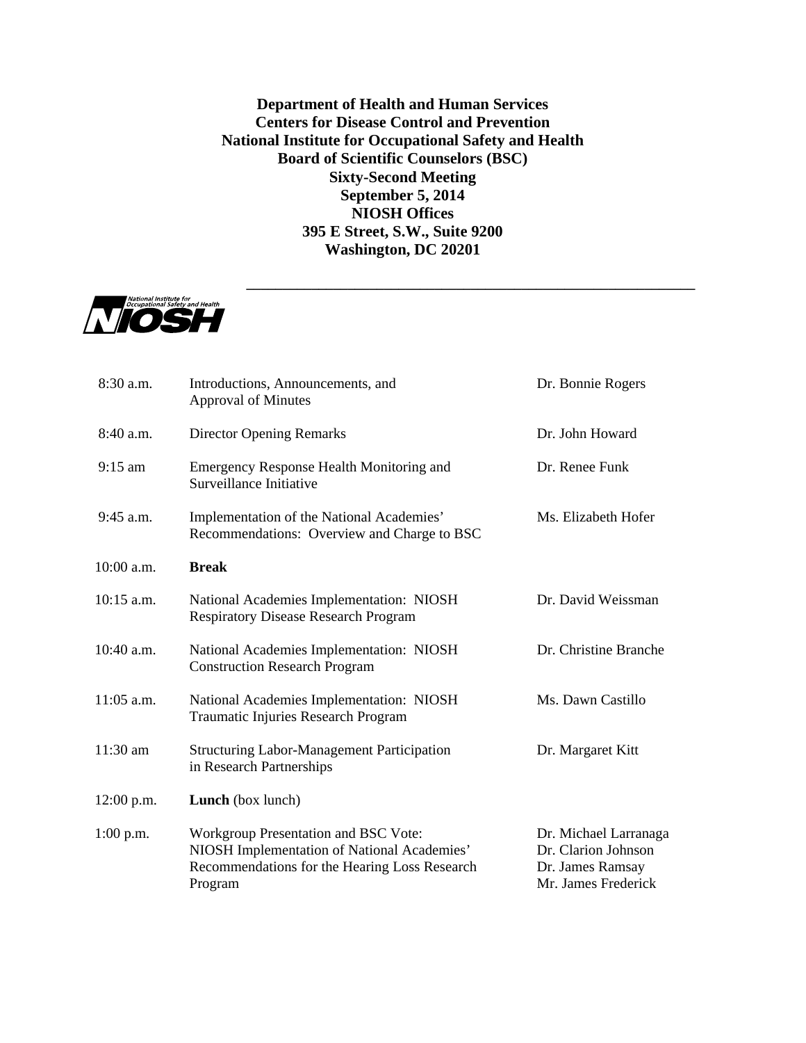**Department of Health and Human Services**
**Centers for Disease Control and Prevention**
**National Institute for Occupational Safety and Health**
**Board of Scientific Counselors (BSC)**
**Sixty-Second Meeting**
**September 5, 2014**
**NIOSH Offices**
**395 E Street, S.W., Suite 9200**
**Washington, DC 20201**

---

| | | |
|---|---|---|
| 8:30 a.m. | Introductions, Announcements, and Approval of Minutes | Dr. Bonnie Rogers |
| 8:40 a.m. | Director Opening Remarks | Dr. John Howard |
| 9:15 am | Emergency Response Health Monitoring and Surveillance Initiative | Dr. Renee Funk |
| 9:45 a.m. | Implementation of the National Academies' Recommendations: Overview and Charge to BSC | Ms. Elizabeth Hofer |
| 10:00 a.m. | **Break** | |
| 10:15 a.m. | National Academies Implementation: NIOSH Respiratory Disease Research Program | Dr. David Weissman |
| 10:40 a.m. | National Academies Implementation: NIOSH Construction Research Program | Dr. Christine Branche |
| 11:05 a.m. | National Academies Implementation: NIOSH Traumatic Injuries Research Program | Ms. Dawn Castillo |
| 11:30 am | Structuring Labor-Management Participation in Research Partnerships | Dr. Margaret Kitt |
| 12:00 p.m. | **Lunch** (box lunch) | |
| 1:00 p.m. | Workgroup Presentation and BSC Vote: NIOSH Implementation of National Academies' Recommendations for the Hearing Loss Research Program | Dr. Michael Larranaga<br>Dr. Clarion Johnson<br>Dr. James Ramsay<br>Mr. James Frederick |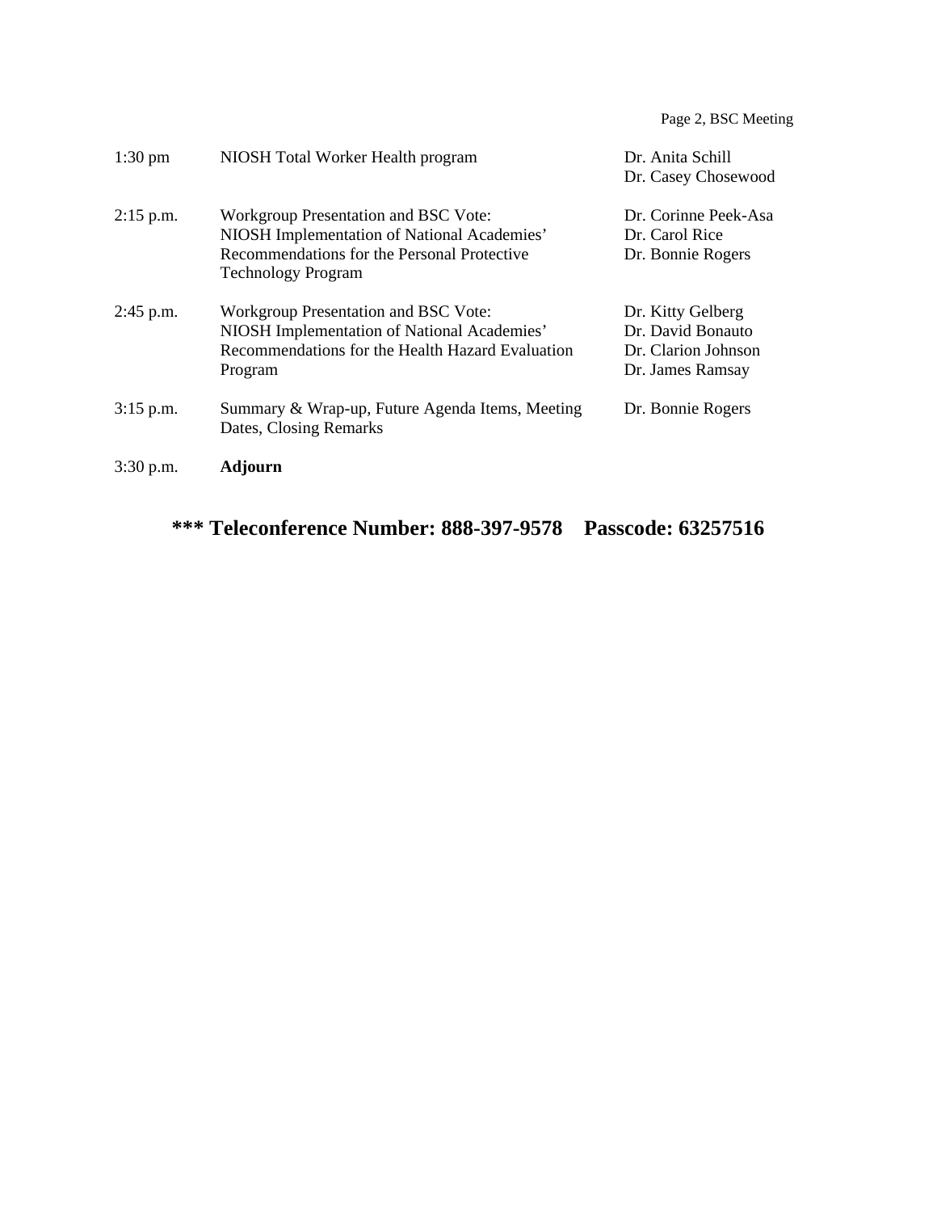| | | |
|---|---|---|
| 1:30 pm | NIOSH Total Worker Health program | Dr. Anita Schill<br>Dr. Casey Chosewood |
| 2:15 p.m. | Workgroup Presentation and BSC Vote:<br>NIOSH Implementation of National Academies' Recommendations for the Personal Protective Technology Program | Dr. Corinne Peek-Asa<br>Dr. Carol Rice<br>Dr. Bonnie Rogers |
| 2:45 p.m. | Workgroup Presentation and BSC Vote:<br>NIOSH Implementation of National Academies' Recommendations for the Health Hazard Evaluation Program | Dr. Kitty Gelberg<br>Dr. David Bonauto<br>Dr. Clarion Johnson<br>Dr. James Ramsay |
| 3:15 p.m. | Summary & Wrap-up, Future Agenda Items, Meeting Dates, Closing Remarks | Dr. Bonnie Rogers |
| 3:30 p.m. | **Adjourn** | |

**\*\*\* Teleconference Number: 888-397-9578    Passcode: 63257516**